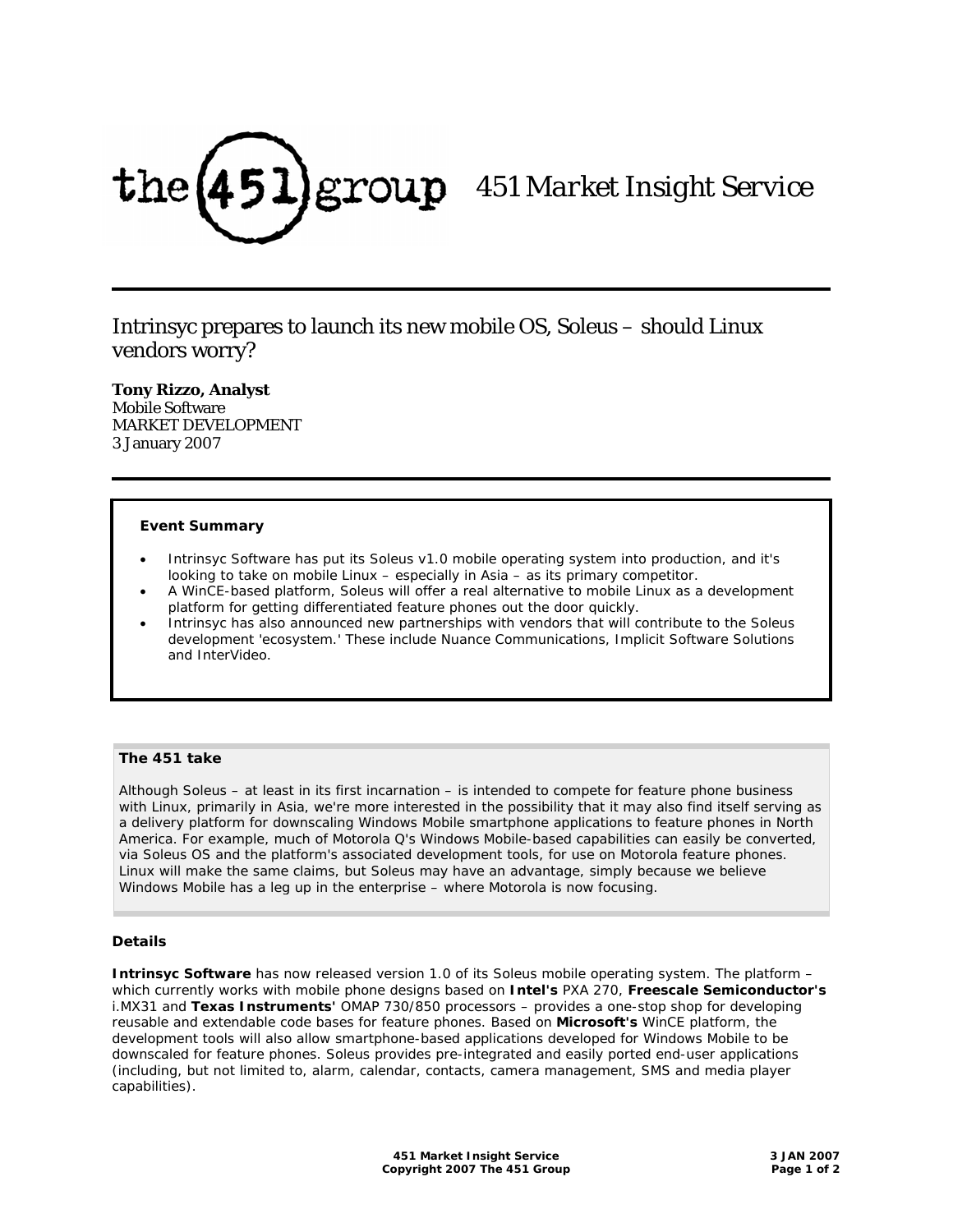the 451 group — 451 Market Insight Service

# Intrinsyc prepares to launch its new mobile OS, Soleus – should Linux vendors worry?

**Tony Rizzo, Analyst**
Mobile Software
MARKET DEVELOPMENT
3 January 2007

## Event Summary

- Intrinsyc Software has put its Soleus v1.0 mobile operating system into production, and it's looking to take on mobile Linux – especially in Asia – as its primary competitor.
- A WinCE-based platform, Soleus will offer a real alternative to mobile Linux as a development platform for getting differentiated feature phones out the door quickly.
- Intrinsyc has also announced new partnerships with vendors that will contribute to the Soleus development 'ecosystem.' These include Nuance Communications, Implicit Software Solutions and InterVideo.

## The 451 take

Although Soleus – at least in its first incarnation – is intended to compete for feature phone business with Linux, primarily in Asia, we're more interested in the possibility that it may also find itself serving as a delivery platform for downscaling Windows Mobile smartphone applications to feature phones in North America. For example, much of Motorola Q's Windows Mobile-based capabilities can easily be converted, via Soleus OS and the platform's associated development tools, for use on Motorola feature phones. Linux will make the same claims, but Soleus may have an advantage, simply because we believe Windows Mobile has a leg up in the enterprise – where Motorola is now focusing.

## Details

**Intrinsyc Software** has now released version 1.0 of its Soleus mobile operating system. The platform – which currently works with mobile phone designs based on **Intel's** PXA 270, **Freescale Semiconductor's** i.MX31 and **Texas Instruments'** OMAP 730/850 processors – provides a one-stop shop for developing reusable and extendable code bases for feature phones. Based on **Microsoft's** WinCE platform, the development tools will also allow smartphone-based applications developed for Windows Mobile to be downscaled for feature phones. Soleus provides pre-integrated and easily ported end-user applications (including, but not limited to, alarm, calendar, contacts, camera management, SMS and media player capabilities).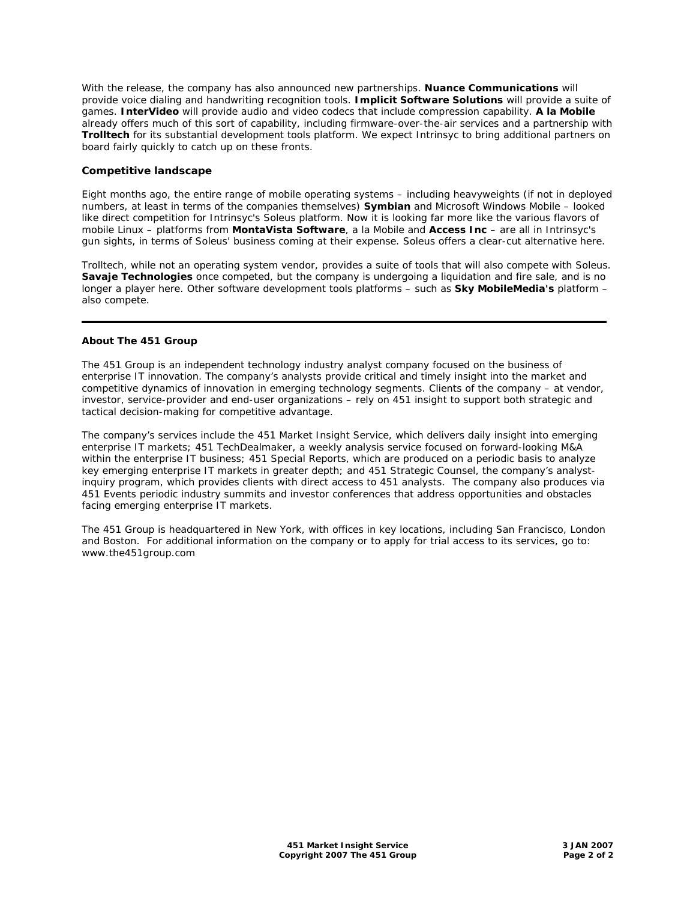With the release, the company has also announced new partnerships. **Nuance Communications** will provide voice dialing and handwriting recognition tools. **Implicit Software Solutions** will provide a suite of games. **InterVideo** will provide audio and video codecs that include compression capability. **A la Mobile** already offers much of this sort of capability, including firmware-over-the-air services and a partnership with **Trolltech** for its substantial development tools platform. We expect Intrinsyc to bring additional partners on board fairly quickly to catch up on these fronts.

### Competitive landscape

Eight months ago, the entire range of mobile operating systems – including heavyweights (if not in deployed numbers, at least in terms of the companies themselves) **Symbian** and Microsoft Windows Mobile – looked like direct competition for Intrinsyc's Soleus platform. Now it is looking far more like the various flavors of mobile Linux – platforms from **MontaVista Software**, a la Mobile and **Access Inc** – are all in Intrinsyc's gun sights, in terms of Soleus' business coming at their expense. Soleus offers a clear-cut alternative here.

Trolltech, while not an operating system vendor, provides a suite of tools that will also compete with Soleus. **Savaje Technologies** once competed, but the company is undergoing a liquidation and fire sale, and is no longer a player here. Other software development tools platforms – such as **Sky MobileMedia's** platform – also compete.

---

### About The 451 Group

The 451 Group is an independent technology industry analyst company focused on the business of enterprise IT innovation. The company's analysts provide critical and timely insight into the market and competitive dynamics of innovation in emerging technology segments. Clients of the company – at vendor, investor, service-provider and end-user organizations – rely on 451 insight to support both strategic and tactical decision-making for competitive advantage.

The company's services include the 451 Market Insight Service, which delivers daily insight into emerging enterprise IT markets; 451 TechDealmaker, a weekly analysis service focused on forward-looking M&A within the enterprise IT business; 451 Special Reports, which are produced on a periodic basis to analyze key emerging enterprise IT markets in greater depth; and 451 Strategic Counsel, the company's analyst-inquiry program, which provides clients with direct access to 451 analysts. The company also produces via 451 Events periodic industry summits and investor conferences that address opportunities and obstacles facing emerging enterprise IT markets.

The 451 Group is headquartered in New York, with offices in key locations, including San Francisco, London and Boston. For additional information on the company or to apply for trial access to its services, go to: www.the451group.com